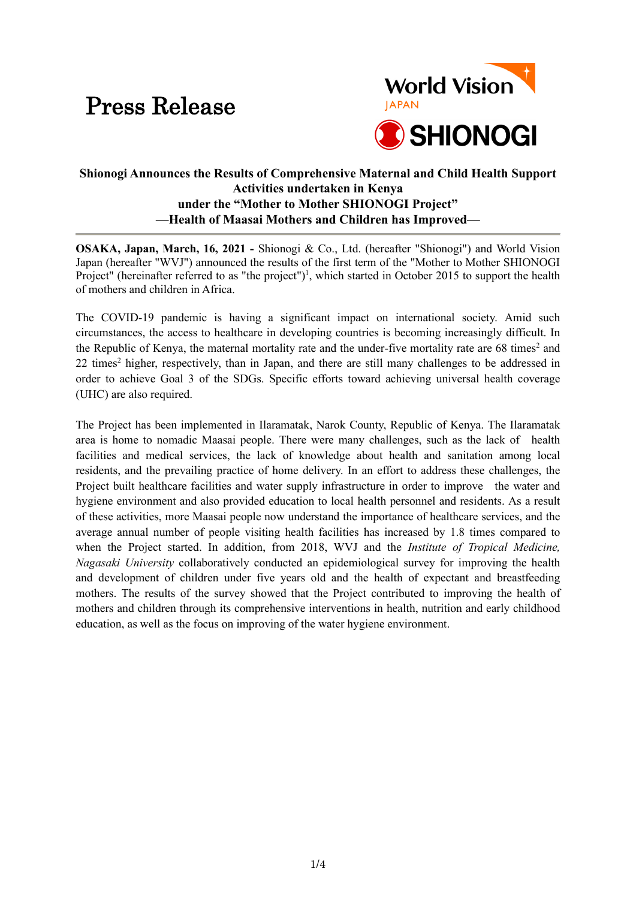# Press Release

World Vision JAPAN

SHIONOGI

## Shionogi Announces the Results of Comprehensive Maternal and Child Health Support Activities undertaken in Kenya under the "Mother to Mother SHIONOGI Project" —Health of Maasai Mothers and Children has Improved—

**OSAKA, Japan, March, 16, 2021 -** Shionogi & Co., Ltd. (hereafter "Shionogi") and World Vision Japan (hereafter "WVJ") announced the results of the first term of the "Mother to Mother SHIONOGI Project" (hereinafter referred to as "the project")[1], which started in October 2015 to support the health of mothers and children in Africa.

The COVID-19 pandemic is having a significant impact on international society. Amid such circumstances, the access to healthcare in developing countries is becoming increasingly difficult. In the Republic of Kenya, the maternal mortality rate and the under-five mortality rate are 68 times[2] and 22 times[2] higher, respectively, than in Japan, and there are still many challenges to be addressed in order to achieve Goal 3 of the SDGs. Specific efforts toward achieving universal health coverage (UHC) are also required.

The Project has been implemented in Ilaramatak, Narok County, Republic of Kenya. The Ilaramatak area is home to nomadic Maasai people. There were many challenges, such as the lack of health facilities and medical services, the lack of knowledge about health and sanitation among local residents, and the prevailing practice of home delivery. In an effort to address these challenges, the Project built healthcare facilities and water supply infrastructure in order to improve the water and hygiene environment and also provided education to local health personnel and residents. As a result of these activities, more Maasai people now understand the importance of healthcare services, and the average annual number of people visiting health facilities has increased by 1.8 times compared to when the Project started. In addition, from 2018, WVJ and the *Institute of Tropical Medicine, Nagasaki University* collaboratively conducted an epidemiological survey for improving the health and development of children under five years old and the health of expectant and breastfeeding mothers. The results of the survey showed that the Project contributed to improving the health of mothers and children through its comprehensive interventions in health, nutrition and early childhood education, as well as the focus on improving of the water hygiene environment.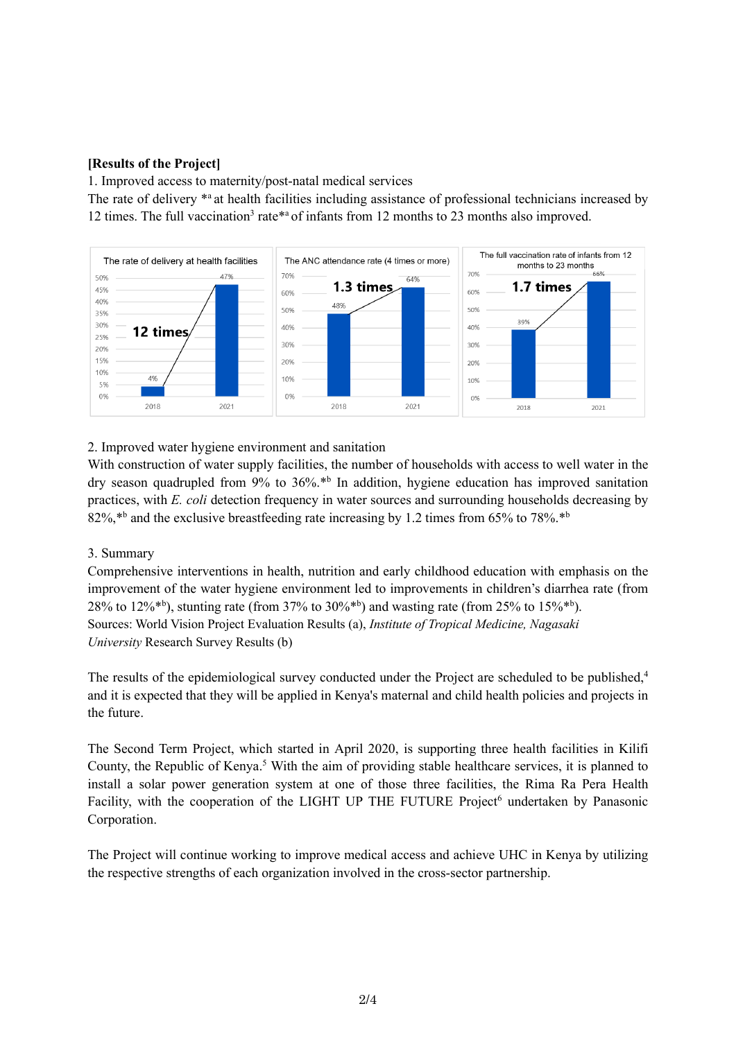**[Results of the Project]**

1. Improved access to maternity/post-natal medical services

The rate of delivery *[a] at health facilities including assistance of professional technicians increased by 12 times. The full vaccination[3] rate*[a] of infants from 12 months to 23 months also improved.

| Indicator | 2018 | 2021 | Change |
|---|---|---|---|
| The rate of delivery at health facilities | 4% | 47% | 12 times |
| The ANC attendance rate (4 times or more) | 48% | 64% | 1.3 times |
| The full vaccination rate of infants from 12 months to 23 months | 39% | 66% | 1.7 times |

2. Improved water hygiene environment and sanitation

With construction of water supply facilities, the number of households with access to well water in the dry season quadrupled from 9% to 36%.*[b] In addition, hygiene education has improved sanitation practices, with *E. coli* detection frequency in water sources and surrounding households decreasing by 82%,*[b] and the exclusive breastfeeding rate increasing by 1.2 times from 65% to 78%.*[b]

3. Summary

Comprehensive interventions in health, nutrition and early childhood education with emphasis on the improvement of the water hygiene environment led to improvements in children's diarrhea rate (from 28% to 12%*[b]), stunting rate (from 37% to 30%*[b]) and wasting rate (from 25% to 15%*[b]).

Sources: World Vision Project Evaluation Results (a), *Institute of Tropical Medicine, Nagasaki University* Research Survey Results (b)

The results of the epidemiological survey conducted under the Project are scheduled to be published,[4] and it is expected that they will be applied in Kenya's maternal and child health policies and projects in the future.

The Second Term Project, which started in April 2020, is supporting three health facilities in Kilifi County, the Republic of Kenya.[5] With the aim of providing stable healthcare services, it is planned to install a solar power generation system at one of those three facilities, the Rima Ra Pera Health Facility, with the cooperation of the LIGHT UP THE FUTURE Project[6] undertaken by Panasonic Corporation.

The Project will continue working to improve medical access and achieve UHC in Kenya by utilizing the respective strengths of each organization involved in the cross-sector partnership.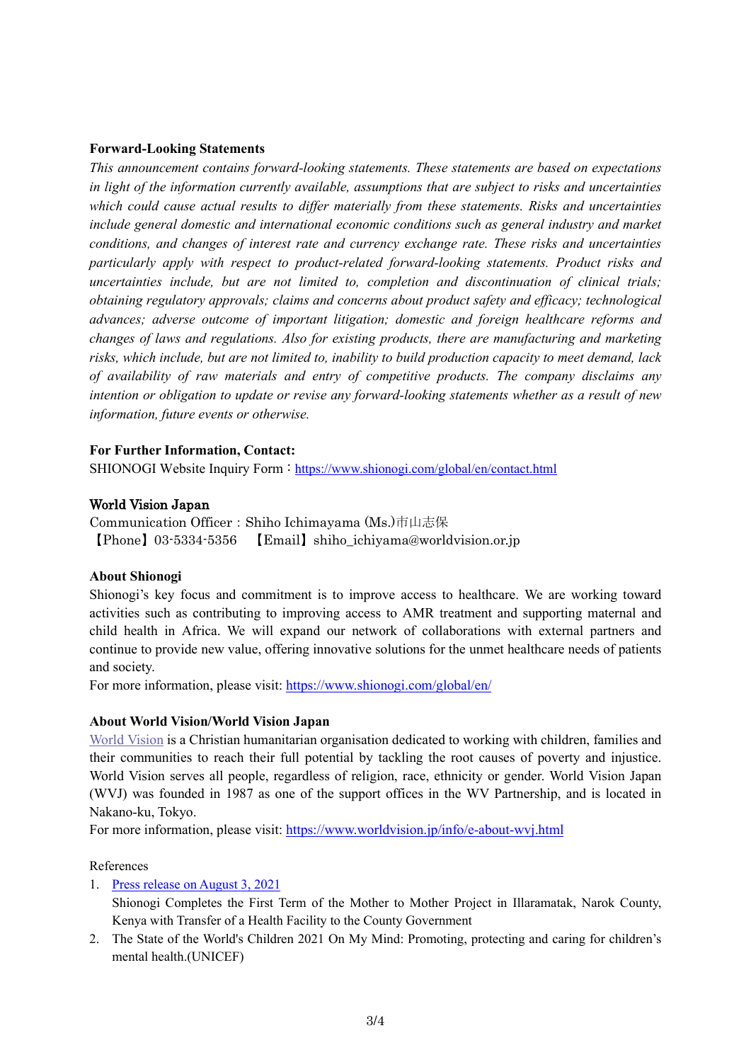**Forward-Looking Statements**

*This announcement contains forward-looking statements. These statements are based on expectations in light of the information currently available, assumptions that are subject to risks and uncertainties which could cause actual results to differ materially from these statements. Risks and uncertainties include general domestic and international economic conditions such as general industry and market conditions, and changes of interest rate and currency exchange rate. These risks and uncertainties particularly apply with respect to product-related forward-looking statements. Product risks and uncertainties include, but are not limited to, completion and discontinuation of clinical trials; obtaining regulatory approvals; claims and concerns about product safety and efficacy; technological advances; adverse outcome of important litigation; domestic and foreign healthcare reforms and changes of laws and regulations. Also for existing products, there are manufacturing and marketing risks, which include, but are not limited to, inability to build production capacity to meet demand, lack of availability of raw materials and entry of competitive products. The company disclaims any intention or obligation to update or revise any forward-looking statements whether as a result of new information, future events or otherwise.*

**For Further Information, Contact:**

SHIONOGI Website Inquiry Form：https://www.shionogi.com/global/en/contact.html

**World Vision Japan**

Communication Officer：Shiho Ichimayama (Ms.)市山志保

【Phone】03-5334-5356 【Email】shiho_ichiyama@worldvision.or.jp

**About Shionogi**

Shionogi's key focus and commitment is to improve access to healthcare. We are working toward activities such as contributing to improving access to AMR treatment and supporting maternal and child health in Africa. We will expand our network of collaborations with external partners and continue to provide new value, offering innovative solutions for the unmet healthcare needs of patients and society.

For more information, please visit: https://www.shionogi.com/global/en/

**About World Vision/World Vision Japan**

World Vision is a Christian humanitarian organisation dedicated to working with children, families and their communities to reach their full potential by tackling the root causes of poverty and injustice. World Vision serves all people, regardless of religion, race, ethnicity or gender. World Vision Japan (WVJ) was founded in 1987 as one of the support offices in the WV Partnership, and is located in Nakano-ku, Tokyo.

For more information, please visit: https://www.worldvision.jp/info/e-about-wvj.html

References

1. Press release on August 3, 2021
   Shionogi Completes the First Term of the Mother to Mother Project in Illaramatak, Narok County, Kenya with Transfer of a Health Facility to the County Government
2. The State of the World's Children 2021 On My Mind: Promoting, protecting and caring for children's mental health.(UNICEF)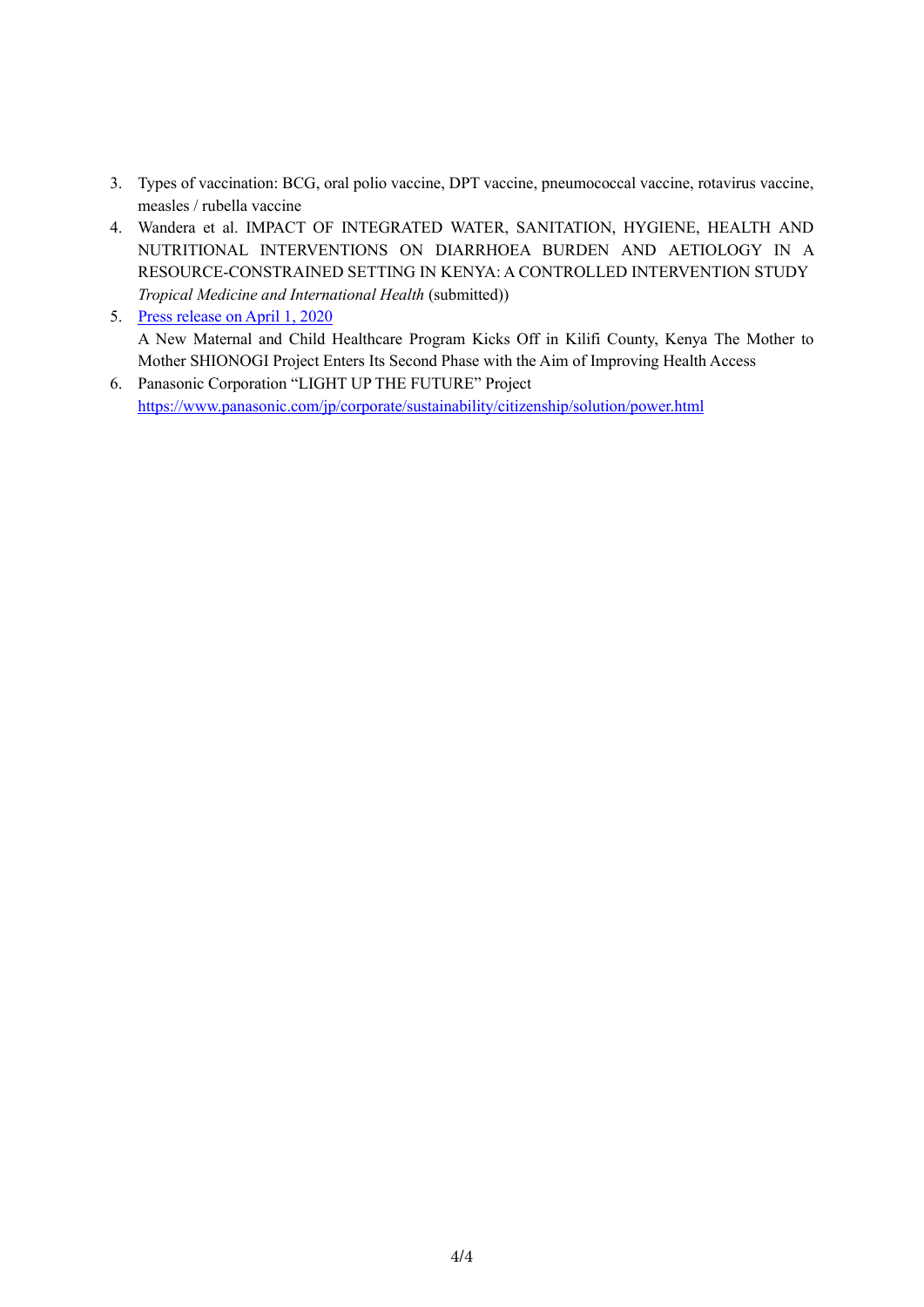3. Types of vaccination: BCG, oral polio vaccine, DPT vaccine, pneumococcal vaccine, rotavirus vaccine, measles / rubella vaccine
4. Wandera et al. IMPACT OF INTEGRATED WATER, SANITATION, HYGIENE, HEALTH AND NUTRITIONAL INTERVENTIONS ON DIARRHOEA BURDEN AND AETIOLOGY IN A RESOURCE-CONSTRAINED SETTING IN KENYA: A CONTROLLED INTERVENTION STUDY *Tropical Medicine and International Health* (submitted))
5. Press release on April 1, 2020
   A New Maternal and Child Healthcare Program Kicks Off in Kilifi County, Kenya The Mother to Mother SHIONOGI Project Enters Its Second Phase with the Aim of Improving Health Access
6. Panasonic Corporation "LIGHT UP THE FUTURE" Project
   https://www.panasonic.com/jp/corporate/sustainability/citizenship/solution/power.html